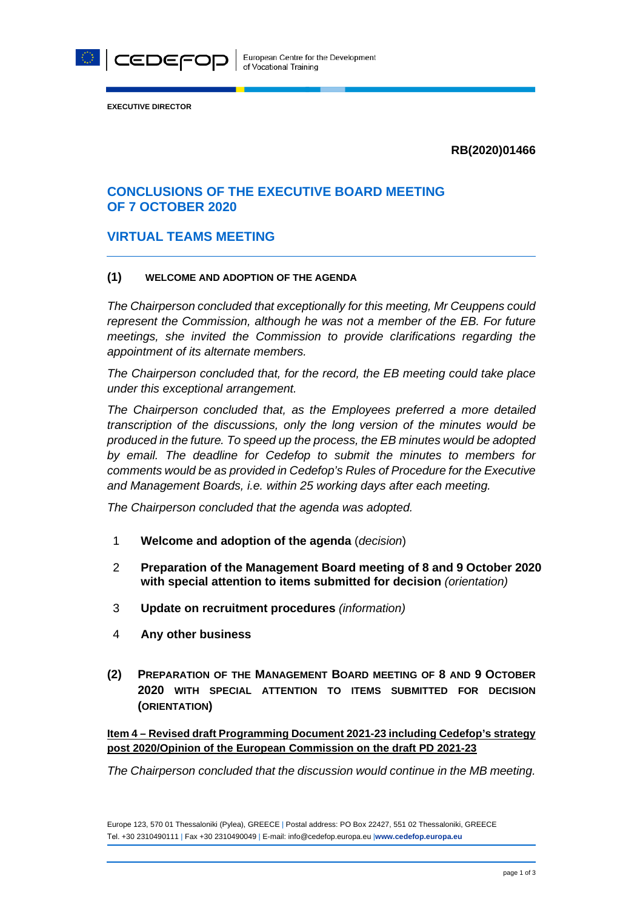EXECUTIVE DIRECTOR

**RB(2020)01466**

# CONCLUSIONS OF THE EXECUTIVE BOARD MEETING OF 7 OCTOBER 2020

## VIRTUAL TEAMS MEETING

### (1) WELCOME AND ADOPTION OF THE AGENDA

*The Chairperson concluded that exceptionally for this meeting, Mr Ceuppens could represent the Commission, although he was not a member of the EB. For future meetings, she invited the Commission to provide clarifications regarding the appointment of its alternate members.*

*The Chairperson concluded that, for the record, the EB meeting could take place under this exceptional arrangement.*

*The Chairperson concluded that, as the Employees preferred a more detailed transcription of the discussions, only the long version of the minutes would be produced in the future. To speed up the process, the EB minutes would be adopted by email. The deadline for Cedefop to submit the minutes to members for comments would be as provided in Cedefop's Rules of Procedure for the Executive and Management Boards, i.e. within 25 working days after each meeting.*

*The Chairperson concluded that the agenda was adopted.*

1. **Welcome and adoption of the agenda** (*decision*)
2. **Preparation of the Management Board meeting of 8 and 9 October 2020 with special attention to items submitted for decision** *(orientation)*
3. **Update on recruitment procedures** *(information)*
4. **Any other business**

### (2) PREPARATION OF THE MANAGEMENT BOARD MEETING OF 8 AND 9 OCTOBER 2020 WITH SPECIAL ATTENTION TO ITEMS SUBMITTED FOR DECISION (ORIENTATION)

**Item 4 – Revised draft Programming Document 2021-23 including Cedefop's strategy post 2020/Opinion of the European Commission on the draft PD 2021-23**

*The Chairperson concluded that the discussion would continue in the MB meeting.*

Europe 123, 570 01 Thessaloniki (Pylea), GREECE | Postal address: PO Box 22427, 551 02 Thessaloniki, GREECE
Tel. +30 2310490111 | Fax +30 2310490049 | E-mail: info@cedefop.europa.eu | **www.cedefop.europa.eu**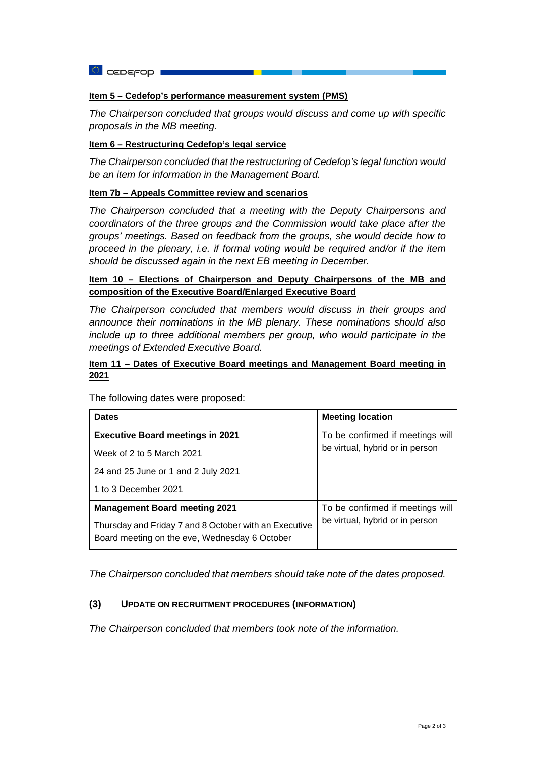**Item 5 – Cedefop's performance measurement system (PMS)**

*The Chairperson concluded that groups would discuss and come up with specific proposals in the MB meeting.*

**Item 6 – Restructuring Cedefop's legal service**

*The Chairperson concluded that the restructuring of Cedefop's legal function would be an item for information in the Management Board.*

**Item 7b – Appeals Committee review and scenarios**

*The Chairperson concluded that a meeting with the Deputy Chairpersons and coordinators of the three groups and the Commission would take place after the groups' meetings. Based on feedback from the groups, she would decide how to proceed in the plenary, i.e. if formal voting would be required and/or if the item should be discussed again in the next EB meeting in December.*

**Item 10 – Elections of Chairperson and Deputy Chairpersons of the MB and composition of the Executive Board/Enlarged Executive Board**

*The Chairperson concluded that members would discuss in their groups and announce their nominations in the MB plenary. These nominations should also include up to three additional members per group, who would participate in the meetings of Extended Executive Board.*

**Item 11 – Dates of Executive Board meetings and Management Board meeting in 2021**

The following dates were proposed:

| Dates | Meeting location |
|---|---|
| **Executive Board meetings in 2021**<br>Week of 2 to 5 March 2021<br>24 and 25 June or 1 and 2 July 2021<br>1 to 3 December 2021 | To be confirmed if meetings will be virtual, hybrid or in person |
| **Management Board meeting 2021**<br>Thursday and Friday 7 and 8 October with an Executive Board meeting on the eve, Wednesday 6 October | To be confirmed if meetings will be virtual, hybrid or in person |

*The Chairperson concluded that members should take note of the dates proposed.*

## (3) UPDATE ON RECRUITMENT PROCEDURES (INFORMATION)

*The Chairperson concluded that members took note of the information.*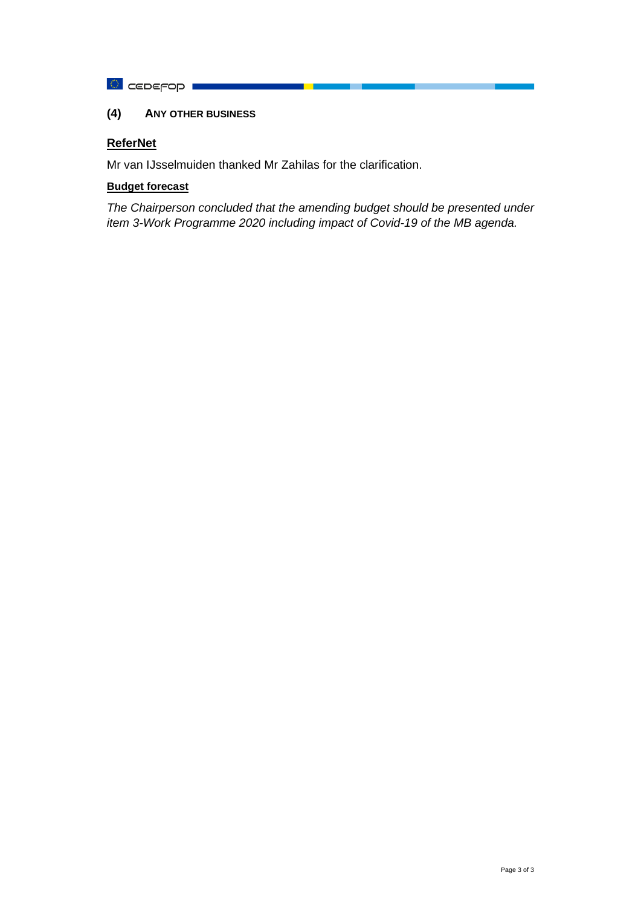## (4) ANY OTHER BUSINESS

### ReferNet

Mr van IJsselmuiden thanked Mr Zahilas for the clarification.

### Budget forecast

*The Chairperson concluded that the amending budget should be presented under item 3-Work Programme 2020 including impact of Covid-19 of the MB agenda.*